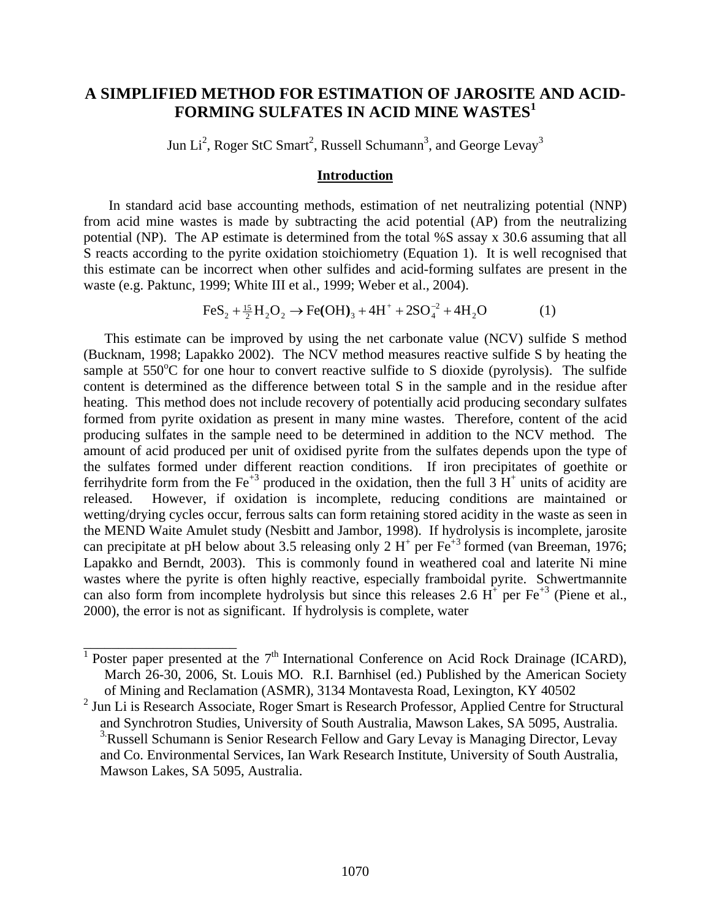# A SIMPLIFIED METHOD FOR ESTIMATION OF JAROSITE AND ACID-FORMING SULFATES IN ACID MINE WASTES[1]

Jun Li[2], Roger StC Smart[2], Russell Schumann[3], and George Levay[3]

## Introduction

In standard acid base accounting methods, estimation of net neutralizing potential (NNP) from acid mine wastes is made by subtracting the acid potential (AP) from the neutralizing potential (NP). The AP estimate is determined from the total %S assay x 30.6 assuming that all S reacts according to the pyrite oxidation stoichiometry (Equation 1). It is well recognised that this estimate can be incorrect when other sulfides and acid-forming sulfates are present in the waste (e.g. Paktunc, 1999; White III et al., 1999; Weber et al., 2004).

$$FeS_2 + \tfrac{15}{2}H_2O_2 \rightarrow Fe(OH)_3 + 4H^+ + 2SO_4^{-2} + 4H_2O \qquad (1)$$

This estimate can be improved by using the net carbonate value (NCV) sulfide S method (Bucknam, 1998; Lapakko 2002). The NCV method measures reactive sulfide S by heating the sample at 550°C for one hour to convert reactive sulfide to S dioxide (pyrolysis). The sulfide content is determined as the difference between total S in the sample and in the residue after heating. This method does not include recovery of potentially acid producing secondary sulfates formed from pyrite oxidation as present in many mine wastes. Therefore, content of the acid producing sulfates in the sample need to be determined in addition to the NCV method. The amount of acid produced per unit of oxidised pyrite from the sulfates depends upon the type of the sulfates formed under different reaction conditions. If iron precipitates of goethite or ferrihydrite form from the $Fe^{+3}$ produced in the oxidation, then the full 3 $H^+$ units of acidity are released. However, if oxidation is incomplete, reducing conditions are maintained or wetting/drying cycles occur, ferrous salts can form retaining stored acidity in the waste as seen in the MEND Waite Amulet study (Nesbitt and Jambor, 1998). If hydrolysis is incomplete, jarosite can precipitate at pH below about 3.5 releasing only 2 $H^+$ per $Fe^{+3}$ formed (van Breeman, 1976; Lapakko and Berndt, 2003). This is commonly found in weathered coal and laterite Ni mine wastes where the pyrite is often highly reactive, especially framboidal pyrite. Schwertmannite can also form from incomplete hydrolysis but since this releases 2.6 $H^+$ per $Fe^{+3}$ (Piene et al., 2000), the error is not as significant. If hydrolysis is complete, water

---

[1] Poster paper presented at the 7th International Conference on Acid Rock Drainage (ICARD), March 26-30, 2006, St. Louis MO. R.I. Barnhisel (ed.) Published by the American Society of Mining and Reclamation (ASMR), 3134 Montavesta Road, Lexington, KY 40502

[2] Jun Li is Research Associate, Roger Smart is Research Professor, Applied Centre for Structural and Synchrotron Studies, University of South Australia, Mawson Lakes, SA 5095, Australia. [3] Russell Schumann is Senior Research Fellow and Gary Levay is Managing Director, Levay and Co. Environmental Services, Ian Wark Research Institute, University of South Australia, Mawson Lakes, SA 5095, Australia.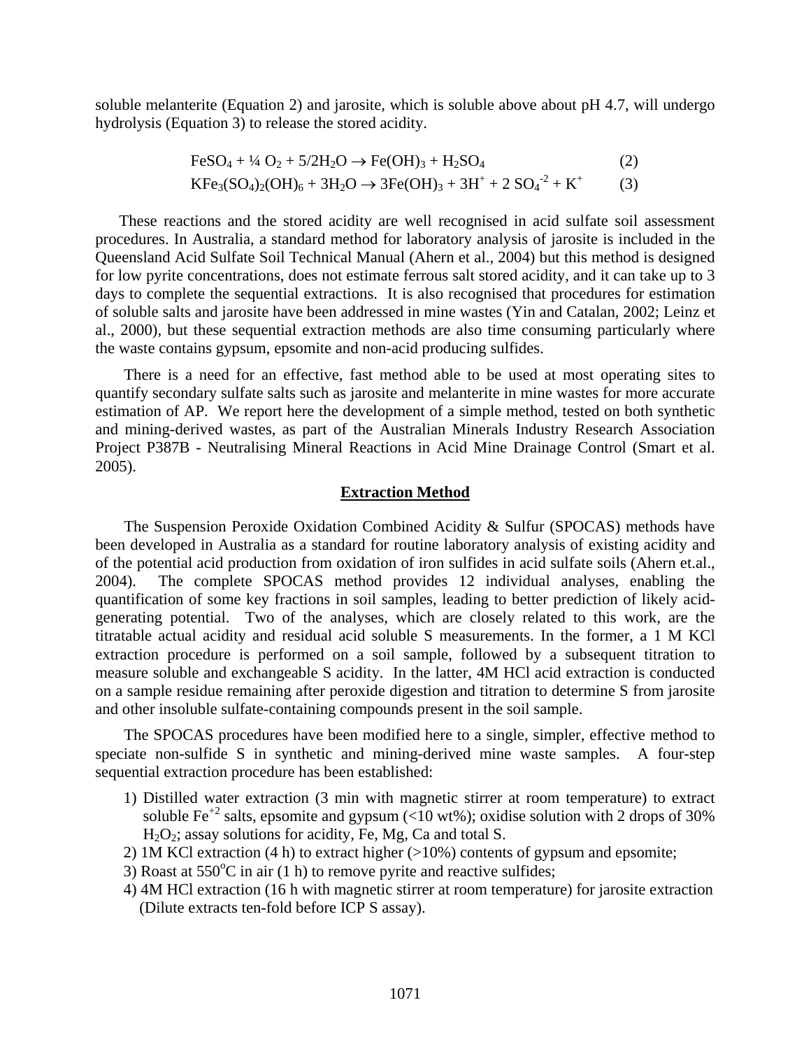soluble melanterite (Equation 2) and jarosite, which is soluble above about pH 4.7, will undergo hydrolysis (Equation 3) to release the stored acidity.

$$FeSO_4 + \frac{1}{4} O_2 + 5/2H_2O \rightarrow Fe(OH)_3 + H_2SO_4 \quad (2)$$

$$KFe_3(SO_4)_2(OH)_6 + 3H_2O \rightarrow 3Fe(OH)_3 + 3H^+ + 2\ SO_4^{-2} + K^+ \quad (3)$$

These reactions and the stored acidity are well recognised in acid sulfate soil assessment procedures. In Australia, a standard method for laboratory analysis of jarosite is included in the Queensland Acid Sulfate Soil Technical Manual (Ahern et al., 2004) but this method is designed for low pyrite concentrations, does not estimate ferrous salt stored acidity, and it can take up to 3 days to complete the sequential extractions. It is also recognised that procedures for estimation of soluble salts and jarosite have been addressed in mine wastes (Yin and Catalan, 2002; Leinz et al., 2000), but these sequential extraction methods are also time consuming particularly where the waste contains gypsum, epsomite and non-acid producing sulfides.

There is a need for an effective, fast method able to be used at most operating sites to quantify secondary sulfate salts such as jarosite and melanterite in mine wastes for more accurate estimation of AP. We report here the development of a simple method, tested on both synthetic and mining-derived wastes, as part of the Australian Minerals Industry Research Association Project P387B - Neutralising Mineral Reactions in Acid Mine Drainage Control (Smart et al. 2005).

## Extraction Method

The Suspension Peroxide Oxidation Combined Acidity & Sulfur (SPOCAS) methods have been developed in Australia as a standard for routine laboratory analysis of existing acidity and of the potential acid production from oxidation of iron sulfides in acid sulfate soils (Ahern et.al., 2004). The complete SPOCAS method provides 12 individual analyses, enabling the quantification of some key fractions in soil samples, leading to better prediction of likely acid-generating potential. Two of the analyses, which are closely related to this work, are the titratable actual acidity and residual acid soluble S measurements. In the former, a 1 M KCl extraction procedure is performed on a soil sample, followed by a subsequent titration to measure soluble and exchangeable S acidity. In the latter, 4M HCl acid extraction is conducted on a sample residue remaining after peroxide digestion and titration to determine S from jarosite and other insoluble sulfate-containing compounds present in the soil sample.

The SPOCAS procedures have been modified here to a single, simpler, effective method to speciate non-sulfide S in synthetic and mining-derived mine waste samples. A four-step sequential extraction procedure has been established:

1) Distilled water extraction (3 min with magnetic stirrer at room temperature) to extract soluble $Fe^{+2}$ salts, epsomite and gypsum (<10 wt%); oxidise solution with 2 drops of 30% $H_2O_2$; assay solutions for acidity, Fe, Mg, Ca and total S.
2) 1M KCl extraction (4 h) to extract higher (>10%) contents of gypsum and epsomite;
3) Roast at 550°C in air (1 h) to remove pyrite and reactive sulfides;
4) 4M HCl extraction (16 h with magnetic stirrer at room temperature) for jarosite extraction (Dilute extracts ten-fold before ICP S assay).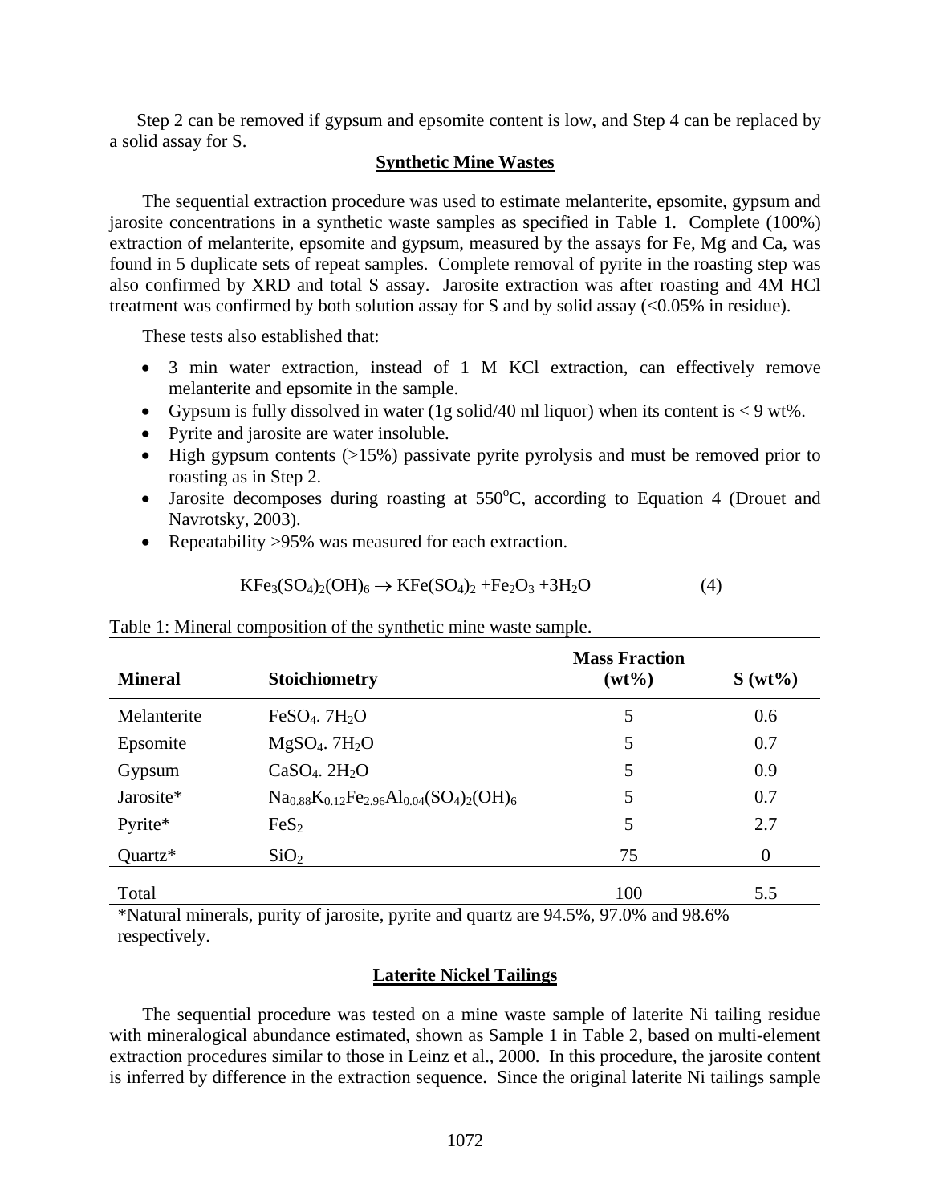Step 2 can be removed if gypsum and epsomite content is low, and Step 4 can be replaced by a solid assay for S.

## Synthetic Mine Wastes

The sequential extraction procedure was used to estimate melanterite, epsomite, gypsum and jarosite concentrations in a synthetic waste samples as specified in Table 1. Complete (100%) extraction of melanterite, epsomite and gypsum, measured by the assays for Fe, Mg and Ca, was found in 5 duplicate sets of repeat samples. Complete removal of pyrite in the roasting step was also confirmed by XRD and total S assay. Jarosite extraction was after roasting and 4M HCl treatment was confirmed by both solution assay for S and by solid assay (<0.05% in residue).

These tests also established that:

- 3 min water extraction, instead of 1 M KCl extraction, can effectively remove melanterite and epsomite in the sample.
- Gypsum is fully dissolved in water (1g solid/40 ml liquor) when its content is < 9 wt%.
- Pyrite and jarosite are water insoluble.
- High gypsum contents (>15%) passivate pyrite pyrolysis and must be removed prior to roasting as in Step 2.
- Jarosite decomposes during roasting at 550°C, according to Equation 4 (Drouet and Navrotsky, 2003).
- Repeatability >95% was measured for each extraction.

$$KFe_3(SO_4)_2(OH)_6 \rightarrow KFe(SO_4)_2 + Fe_2O_3 + 3H_2O \qquad (4)$$

Table 1: Mineral composition of the synthetic mine waste sample.

| Mineral | Stoichiometry | Mass Fraction (wt%) | S (wt%) |
|---|---|---|---|
| Melanterite | $FeSO_4 . 7H_2O$ | 5 | 0.6 |
| Epsomite | $MgSO_4 . 7H_2O$ | 5 | 0.7 |
| Gypsum | $CaSO_4 . 2H_2O$ | 5 | 0.9 |
| Jarosite* | $Na_{0.88}K_{0.12}Fe_{2.96}Al_{0.04}(SO_4)_2(OH)_6$ | 5 | 0.7 |
| Pyrite* | $FeS_2$ | 5 | 2.7 |
| Quartz* | $SiO_2$ | 75 | 0 |
| Total | | 100 | 5.5 |

*Natural minerals, purity of jarosite, pyrite and quartz are 94.5%, 97.0% and 98.6% respectively.

## Laterite Nickel Tailings

The sequential procedure was tested on a mine waste sample of laterite Ni tailing residue with mineralogical abundance estimated, shown as Sample 1 in Table 2, based on multi-element extraction procedures similar to those in Leinz et al., 2000. In this procedure, the jarosite content is inferred by difference in the extraction sequence. Since the original laterite Ni tailings sample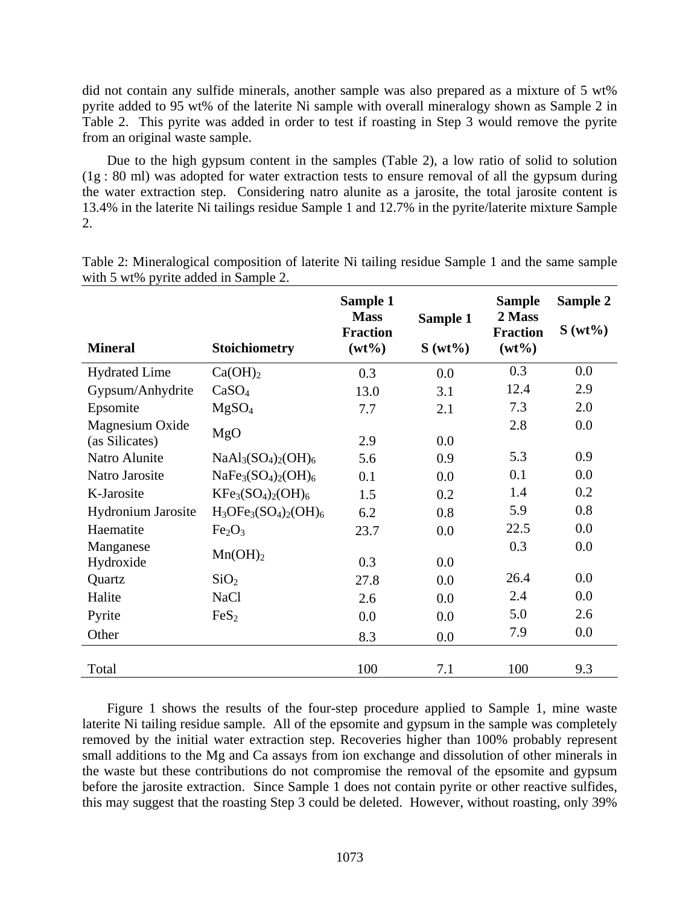did not contain any sulfide minerals, another sample was also prepared as a mixture of 5 wt% pyrite added to 95 wt% of the laterite Ni sample with overall mineralogy shown as Sample 2 in Table 2. This pyrite was added in order to test if roasting in Step 3 would remove the pyrite from an original waste sample.

Due to the high gypsum content in the samples (Table 2), a low ratio of solid to solution (1g : 80 ml) was adopted for water extraction tests to ensure removal of all the gypsum during the water extraction step. Considering natro alunite as a jarosite, the total jarosite content is 13.4% in the laterite Ni tailings residue Sample 1 and 12.7% in the pyrite/laterite mixture Sample 2.

Table 2: Mineralogical composition of laterite Ni tailing residue Sample 1 and the same sample with 5 wt% pyrite added in Sample 2.

| Mineral | Stoichiometry | Sample 1 Mass Fraction (wt%) | Sample 1 S (wt%) | Sample 2 Mass Fraction (wt%) | Sample 2 S (wt%) |
|---|---|---|---|---|---|
| Hydrated Lime | $Ca(OH)_2$ | 0.3 | 0.0 | 0.3 | 0.0 |
| Gypsum/Anhydrite | $CaSO_4$ | 13.0 | 3.1 | 12.4 | 2.9 |
| Epsomite | $MgSO_4$ | 7.7 | 2.1 | 7.3 | 2.0 |
| Magnesium Oxide (as Silicates) | $MgO$ | 2.9 | 0.0 | 2.8 | 0.0 |
| Natro Alunite | $NaAl_3(SO_4)_2(OH)_6$ | 5.6 | 0.9 | 5.3 | 0.9 |
| Natro Jarosite | $NaFe_3(SO_4)_2(OH)_6$ | 0.1 | 0.0 | 0.1 | 0.0 |
| K-Jarosite | $KFe_3(SO_4)_2(OH)_6$ | 1.5 | 0.2 | 1.4 | 0.2 |
| Hydronium Jarosite | $H_3OFe_3(SO_4)_2(OH)_6$ | 6.2 | 0.8 | 5.9 | 0.8 |
| Haematite | $Fe_2O_3$ | 23.7 | 0.0 | 22.5 | 0.0 |
| Manganese Hydroxide | $Mn(OH)_2$ | 0.3 | 0.0 | 0.3 | 0.0 |
| Quartz | $SiO_2$ | 27.8 | 0.0 | 26.4 | 0.0 |
| Halite | $NaCl$ | 2.6 | 0.0 | 2.4 | 0.0 |
| Pyrite | $FeS_2$ | 0.0 | 0.0 | 5.0 | 2.6 |
| Other | | 8.3 | 0.0 | 7.9 | 0.0 |
| Total | | 100 | 7.1 | 100 | 9.3 |

Figure 1 shows the results of the four-step procedure applied to Sample 1, mine waste laterite Ni tailing residue sample. All of the epsomite and gypsum in the sample was completely removed by the initial water extraction step. Recoveries higher than 100% probably represent small additions to the Mg and Ca assays from ion exchange and dissolution of other minerals in the waste but these contributions do not compromise the removal of the epsomite and gypsum before the jarosite extraction. Since Sample 1 does not contain pyrite or other reactive sulfides, this may suggest that the roasting Step 3 could be deleted. However, without roasting, only 39%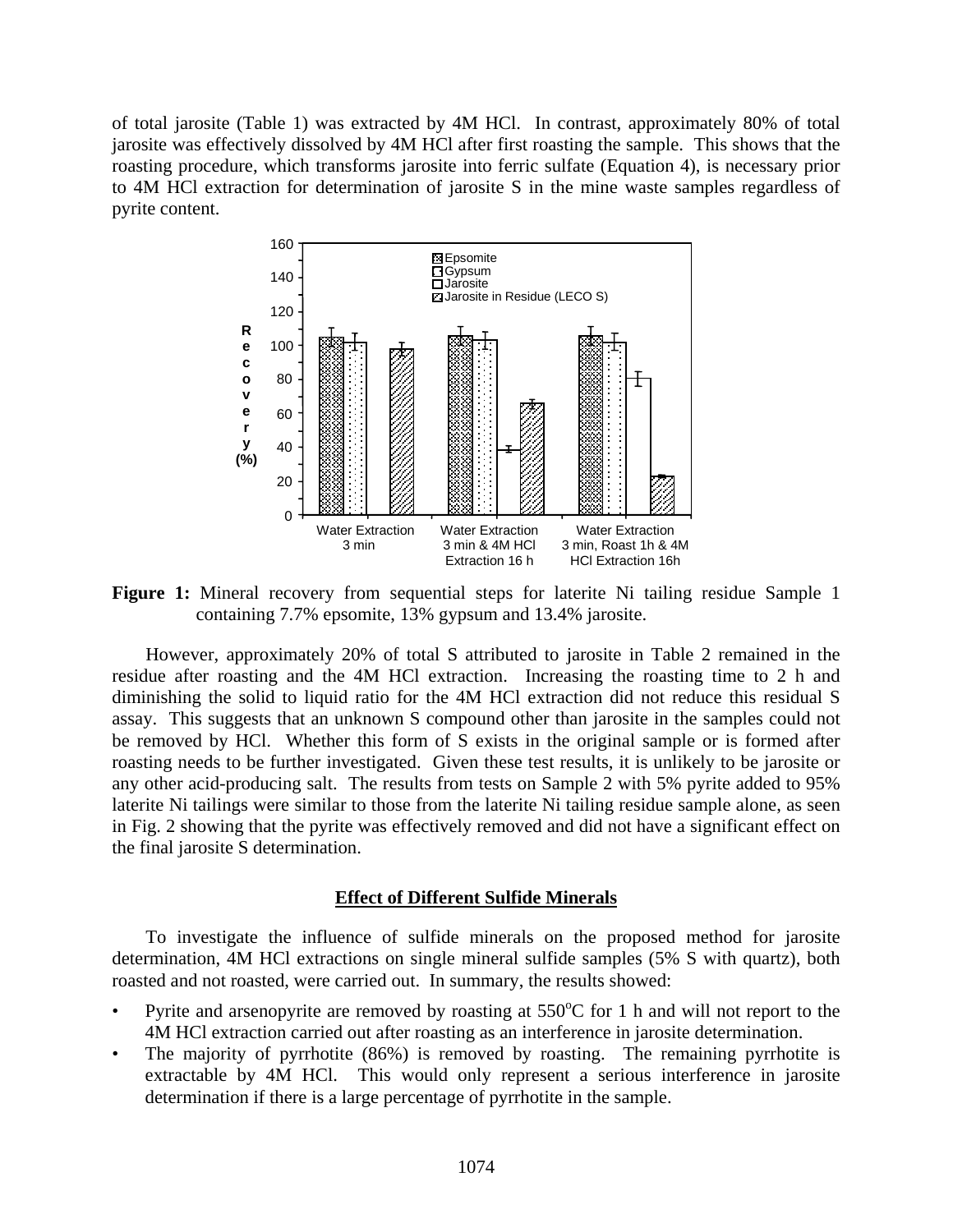of total jarosite (Table 1) was extracted by 4M HCl. In contrast, approximately 80% of total jarosite was effectively dissolved by 4M HCl after first roasting the sample. This shows that the roasting procedure, which transforms jarosite into ferric sulfate (Equation 4), is necessary prior to 4M HCl extraction for determination of jarosite S in the mine waste samples regardless of pyrite content.

**Figure 1:** Mineral recovery from sequential steps for laterite Ni tailing residue Sample 1 containing 7.7% epsomite, 13% gypsum and 13.4% jarosite.

However, approximately 20% of total S attributed to jarosite in Table 2 remained in the residue after roasting and the 4M HCl extraction. Increasing the roasting time to 2 h and diminishing the solid to liquid ratio for the 4M HCl extraction did not reduce this residual S assay. This suggests that an unknown S compound other than jarosite in the samples could not be removed by HCl. Whether this form of S exists in the original sample or is formed after roasting needs to be further investigated. Given these test results, it is unlikely to be jarosite or any other acid-producing salt. The results from tests on Sample 2 with 5% pyrite added to 95% laterite Ni tailings were similar to those from the laterite Ni tailing residue sample alone, as seen in Fig. 2 showing that the pyrite was effectively removed and did not have a significant effect on the final jarosite S determination.

## Effect of Different Sulfide Minerals

To investigate the influence of sulfide minerals on the proposed method for jarosite determination, 4M HCl extractions on single mineral sulfide samples (5% S with quartz), both roasted and not roasted, were carried out. In summary, the results showed:

- Pyrite and arsenopyrite are removed by roasting at 550$^{o}$C for 1 h and will not report to the 4M HCl extraction carried out after roasting as an interference in jarosite determination.
- The majority of pyrrhotite (86%) is removed by roasting. The remaining pyrrhotite is extractable by 4M HCl. This would only represent a serious interference in jarosite determination if there is a large percentage of pyrrhotite in the sample.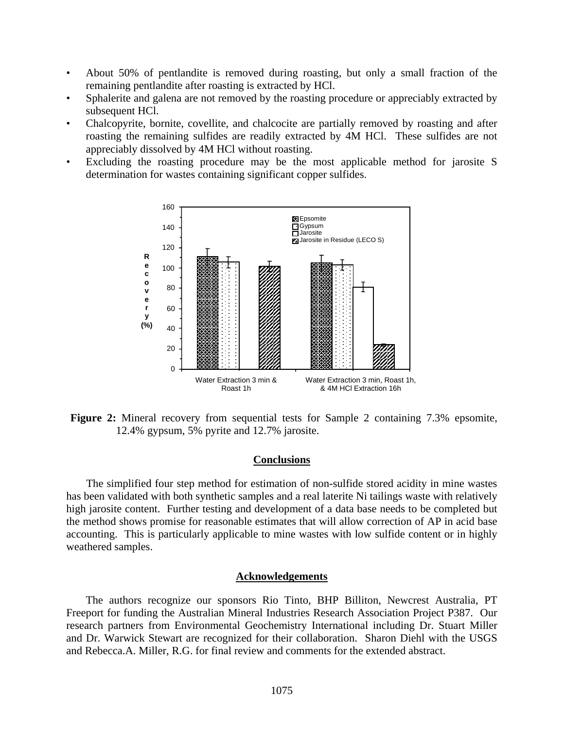- About 50% of pentlandite is removed during roasting, but only a small fraction of the remaining pentlandite after roasting is extracted by HCl.
- Sphalerite and galena are not removed by the roasting procedure or appreciably extracted by subsequent HCl.
- Chalcopyrite, bornite, covellite, and chalcocite are partially removed by roasting and after roasting the remaining sulfides are readily extracted by 4M HCl. These sulfides are not appreciably dissolved by 4M HCl without roasting.
- Excluding the roasting procedure may be the most applicable method for jarosite S determination for wastes containing significant copper sulfides.

**Figure 2:** Mineral recovery from sequential tests for Sample 2 containing 7.3% epsomite, 12.4% gypsum, 5% pyrite and 12.7% jarosite.

## Conclusions

The simplified four step method for estimation of non-sulfide stored acidity in mine wastes has been validated with both synthetic samples and a real laterite Ni tailings waste with relatively high jarosite content. Further testing and development of a data base needs to be completed but the method shows promise for reasonable estimates that will allow correction of AP in acid base accounting. This is particularly applicable to mine wastes with low sulfide content or in highly weathered samples.

## Acknowledgements

The authors recognize our sponsors Rio Tinto, BHP Billiton, Newcrest Australia, PT Freeport for funding the Australian Mineral Industries Research Association Project P387. Our research partners from Environmental Geochemistry International including Dr. Stuart Miller and Dr. Warwick Stewart are recognized for their collaboration. Sharon Diehl with the USGS and Rebecca.A. Miller, R.G. for final review and comments for the extended abstract.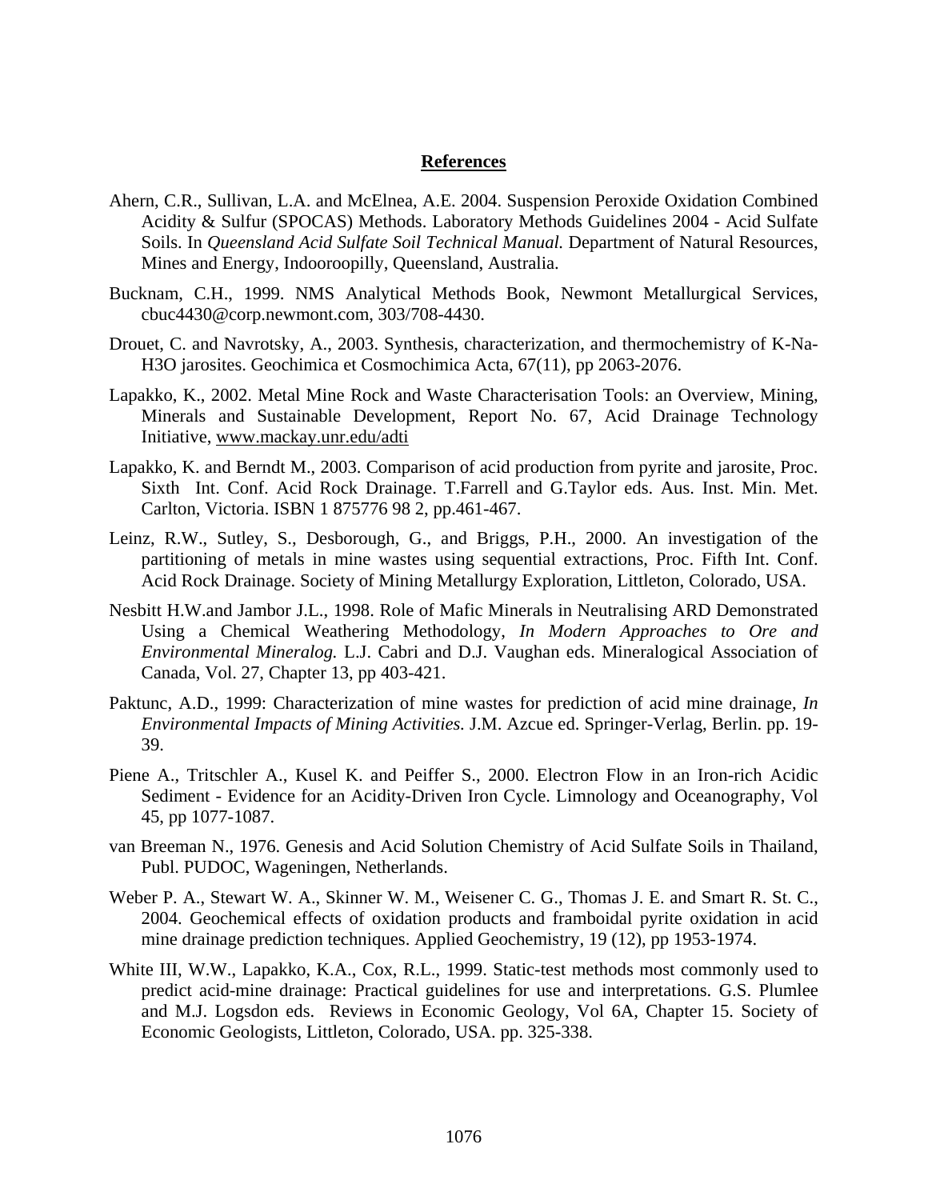## References

Ahern, C.R., Sullivan, L.A. and McElnea, A.E. 2004. Suspension Peroxide Oxidation Combined Acidity & Sulfur (SPOCAS) Methods. Laboratory Methods Guidelines 2004 - Acid Sulfate Soils. In *Queensland Acid Sulfate Soil Technical Manual.* Department of Natural Resources, Mines and Energy, Indooroopilly, Queensland, Australia.

Bucknam, C.H., 1999. NMS Analytical Methods Book, Newmont Metallurgical Services, cbuc4430@corp.newmont.com, 303/708-4430.

Drouet, C. and Navrotsky, A., 2003. Synthesis, characterization, and thermochemistry of K-Na-H3O jarosites. Geochimica et Cosmochimica Acta, 67(11), pp 2063-2076.

Lapakko, K., 2002. Metal Mine Rock and Waste Characterisation Tools: an Overview, Mining, Minerals and Sustainable Development, Report No. 67, Acid Drainage Technology Initiative, www.mackay.unr.edu/adti

Lapakko, K. and Berndt M., 2003. Comparison of acid production from pyrite and jarosite, Proc. Sixth Int. Conf. Acid Rock Drainage. T.Farrell and G.Taylor eds. Aus. Inst. Min. Met. Carlton, Victoria. ISBN 1 875776 98 2, pp.461-467.

Leinz, R.W., Sutley, S., Desborough, G., and Briggs, P.H., 2000. An investigation of the partitioning of metals in mine wastes using sequential extractions, Proc. Fifth Int. Conf. Acid Rock Drainage. Society of Mining Metallurgy Exploration, Littleton, Colorado, USA.

Nesbitt H.W.and Jambor J.L., 1998. Role of Mafic Minerals in Neutralising ARD Demonstrated Using a Chemical Weathering Methodology, *In Modern Approaches to Ore and Environmental Mineralog.* L.J. Cabri and D.J. Vaughan eds. Mineralogical Association of Canada, Vol. 27, Chapter 13, pp 403-421.

Paktunc, A.D., 1999: Characterization of mine wastes for prediction of acid mine drainage, *In Environmental Impacts of Mining Activities.* J.M. Azcue ed. Springer-Verlag, Berlin. pp. 19-39.

Piene A., Tritschler A., Kusel K. and Peiffer S., 2000. Electron Flow in an Iron-rich Acidic Sediment - Evidence for an Acidity-Driven Iron Cycle. Limnology and Oceanography, Vol 45, pp 1077-1087.

van Breeman N., 1976. Genesis and Acid Solution Chemistry of Acid Sulfate Soils in Thailand, Publ. PUDOC, Wageningen, Netherlands.

Weber P. A., Stewart W. A., Skinner W. M., Weisener C. G., Thomas J. E. and Smart R. St. C., 2004. Geochemical effects of oxidation products and framboidal pyrite oxidation in acid mine drainage prediction techniques. Applied Geochemistry, 19 (12), pp 1953-1974.

White III, W.W., Lapakko, K.A., Cox, R.L., 1999. Static-test methods most commonly used to predict acid-mine drainage: Practical guidelines for use and interpretations. G.S. Plumlee and M.J. Logsdon eds. Reviews in Economic Geology, Vol 6A, Chapter 15. Society of Economic Geologists, Littleton, Colorado, USA. pp. 325-338.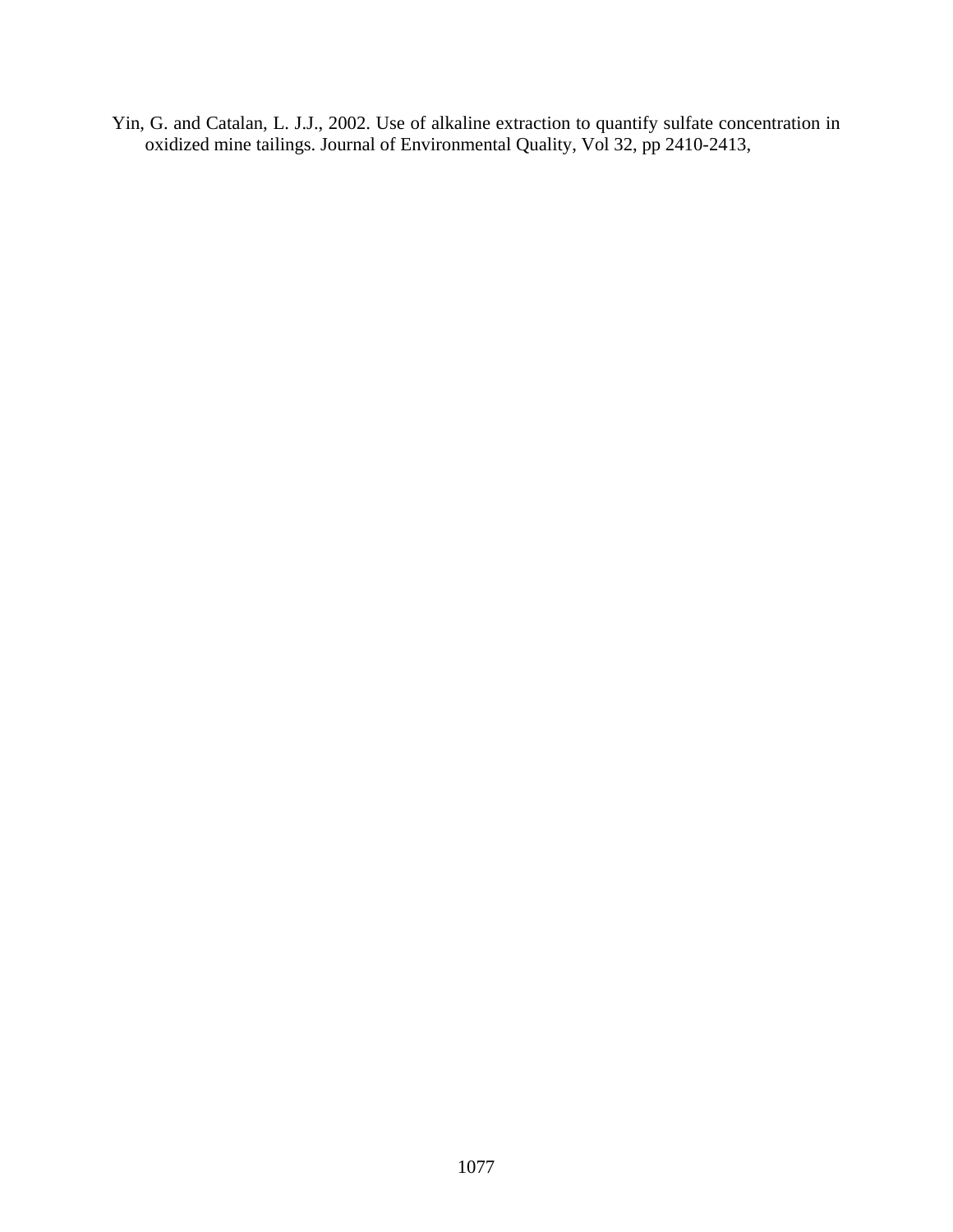Yin, G. and Catalan, L. J.J., 2002. Use of alkaline extraction to quantify sulfate concentration in oxidized mine tailings. Journal of Environmental Quality, Vol 32, pp 2410-2413,